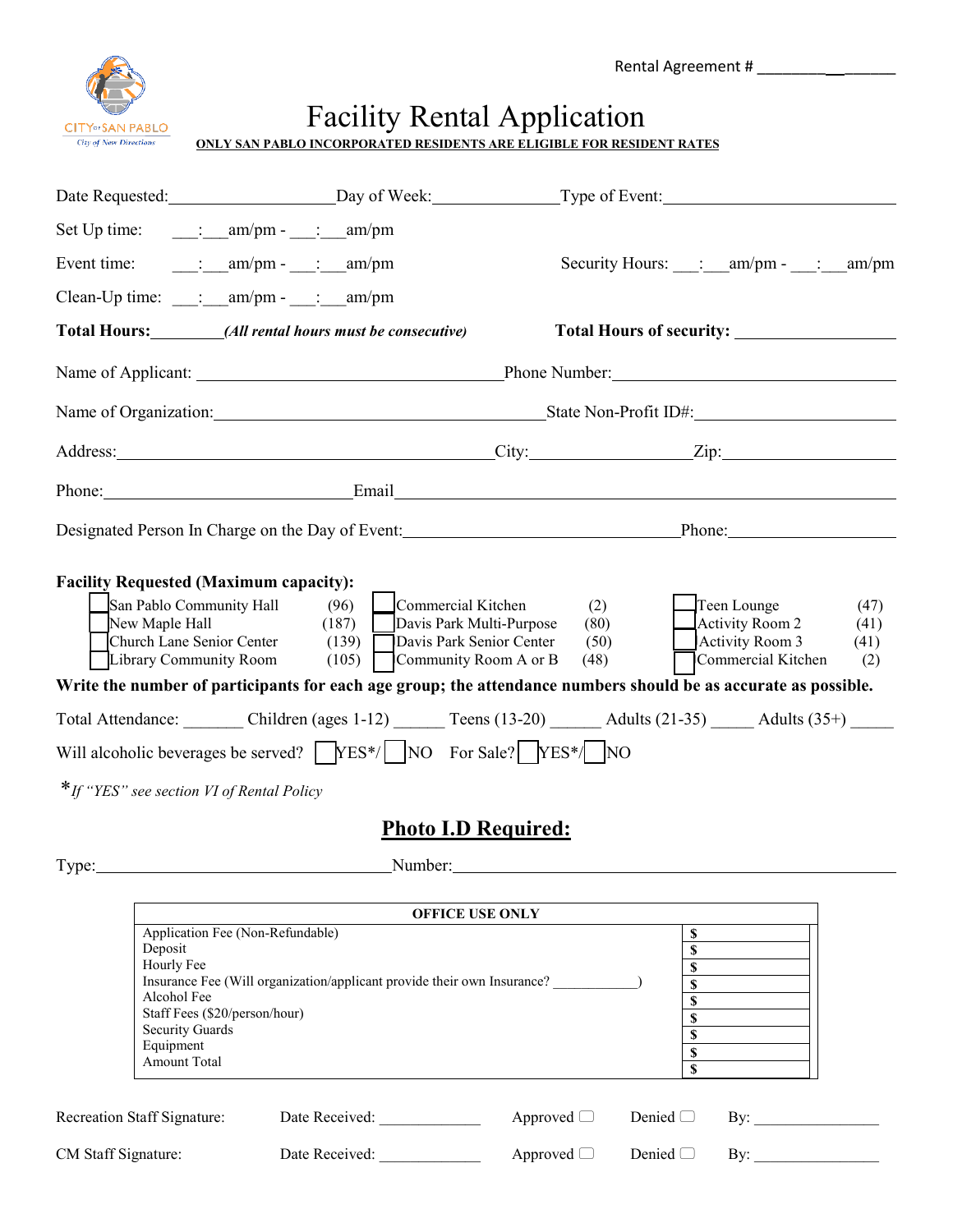Rental Agreement # ____________

# Facility Rental Application

**ONLY SAN PABLO INCORPORATED RESIDENTS ARE ELIGIBLE FOR RESIDENT RATES**

Date Requested: ____________ Day of Week: ____________ Type of Event: ____________

Set Up time: ___:___am/pm - ___:___am/pm

Event time: ___:___am/pm - ___:___am/pm Security Hours: ___:___am/pm - ___:___am/pm

Clean-Up time: ___:___am/pm - ___:___am/pm

**Total Hours:**________ ***(All rental hours must be consecutive)*** **Total Hours of security:** ____________

Name of Applicant: ____________ Phone Number: ____________

Name of Organization: ____________ State Non-Profit ID#: ____________

Address: ____________ City: ____________ Zip: ____________

Phone: ____________ Email ____________

Designated Person In Charge on the Day of Event: ____________ Phone: ____________

**Facility Requested (Maximum capacity):**

| Facility | Capacity | Facility | Capacity | Facility | Capacity |
|---|---|---|---|---|---|
| ☐ San Pablo Community Hall | (96) | ☐ Commercial Kitchen | (2) | ☐ Teen Lounge | (47) |
| ☐ New Maple Hall | (187) | ☐ Davis Park Multi-Purpose | (80) | ☐ Activity Room 2 | (41) |
| ☐ Church Lane Senior Center | (139) | ☐ Davis Park Senior Center | (50) | ☐ Activity Room 3 | (41) |
| ☐ Library Community Room | (105) | ☐ Community Room A or B | (48) | ☐ Commercial Kitchen | (2) |

**Write the number of participants for each age group; the attendance numbers should be as accurate as possible.**

Total Attendance: _______ Children (ages 1-12) ______ Teens (13-20) ______ Adults (21-35) _____ Adults (35+) _____

Will alcoholic beverages be served? ☐ YES*/ ☐ NO For Sale? ☐ YES*/ ☐ NO

**\*** *If "YES" see section VI of Rental Policy*

## Photo I.D Required:

Type: ____________ Number: ____________

| OFFICE USE ONLY | |
|---|---|
| Application Fee (Non-Refundable) | $ |
| Deposit | $ |
| Hourly Fee | $ |
| Insurance Fee (Will organization/applicant provide their own Insurance? ___________) | $ |
| Alcohol Fee | $ |
| Staff Fees ($20/person/hour) | $ |
| Security Guards | $ |
| Equipment | $ |
| Amount Total | $ |

Recreation Staff Signature: Date Received: ____________ Approved ☐ Denied ☐ By: ____________

CM Staff Signature: Date Received: ____________ Approved ☐ Denied ☐ By: ____________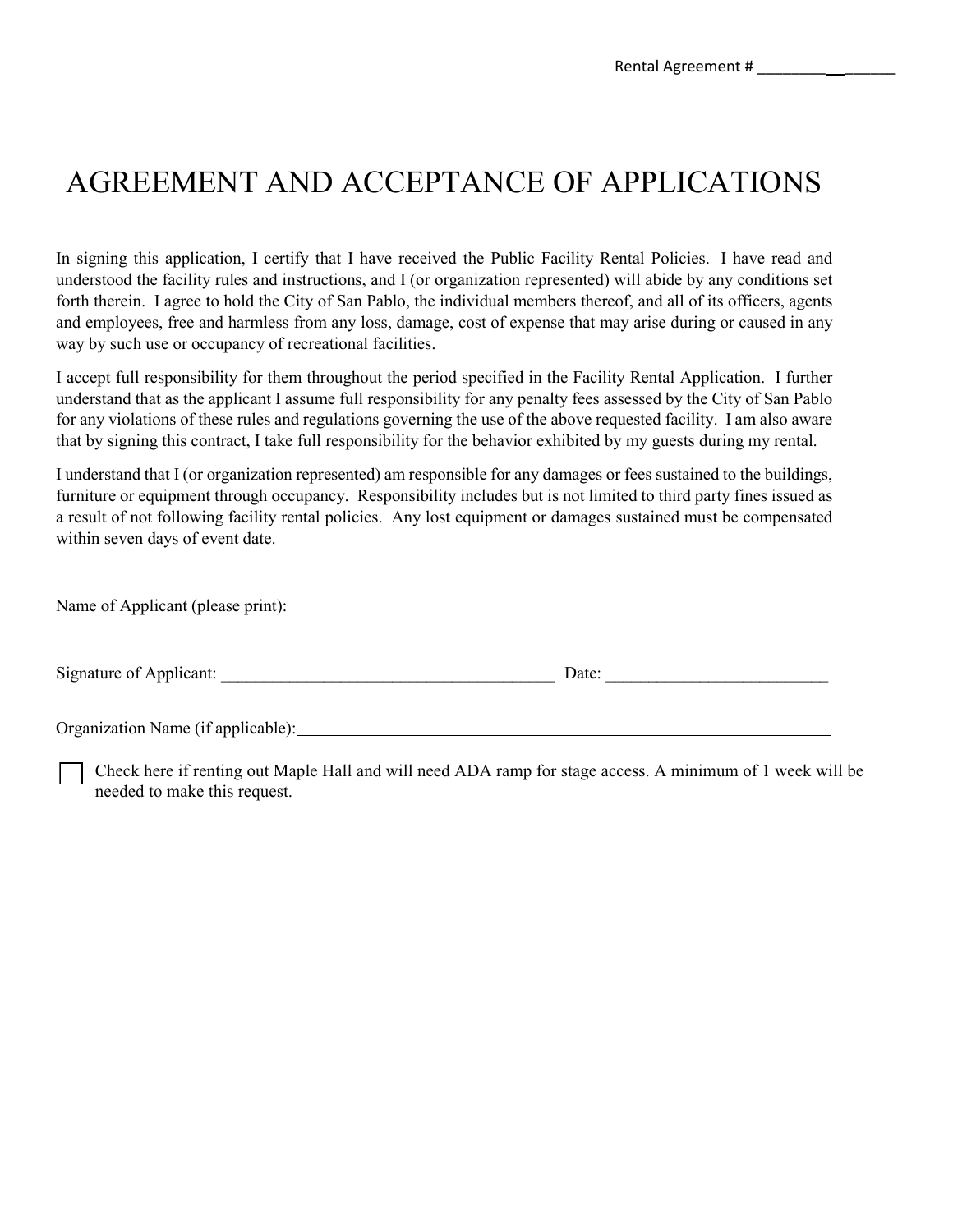Rental Agreement # ________________

# AGREEMENT AND ACCEPTANCE OF APPLICATIONS

In signing this application, I certify that I have received the Public Facility Rental Policies. I have read and understood the facility rules and instructions, and I (or organization represented) will abide by any conditions set forth therein. I agree to hold the City of San Pablo, the individual members thereof, and all of its officers, agents and employees, free and harmless from any loss, damage, cost of expense that may arise during or caused in any way by such use or occupancy of recreational facilities.

I accept full responsibility for them throughout the period specified in the Facility Rental Application. I further understand that as the applicant I assume full responsibility for any penalty fees assessed by the City of San Pablo for any violations of these rules and regulations governing the use of the above requested facility. I am also aware that by signing this contract, I take full responsibility for the behavior exhibited by my guests during my rental.

I understand that I (or organization represented) am responsible for any damages or fees sustained to the buildings, furniture or equipment through occupancy. Responsibility includes but is not limited to third party fines issued as a result of not following facility rental policies. Any lost equipment or damages sustained must be compensated within seven days of event date.

Name of Applicant (please print): ______________________________________________

Signature of Applicant: ________________________________________ Date: __________________________

Organization Name (if applicable): ______________________________________________

☐ Check here if renting out Maple Hall and will need ADA ramp for stage access. A minimum of 1 week will be needed to make this request.